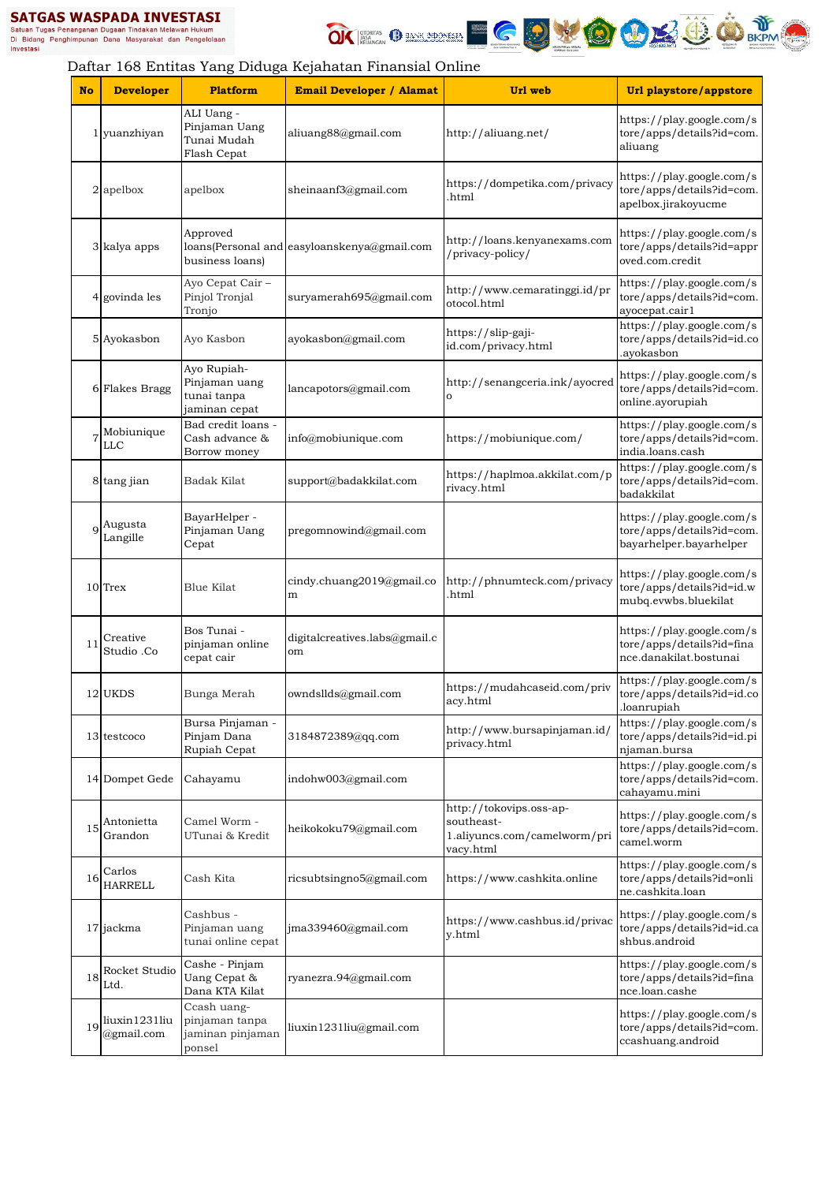**SATGAS WASPADA INVESTASI**
Satuan Tugas Penanganan Dugaan Tindakan Melawan Hukum Di Bidang Penghimpunan Dana Masyarakat dan Pengelolaan Investasi

# Daftar 168 Entitas Yang Diduga Kejahatan Finansial Online

| No | Developer | Platform | Email Developer / Alamat | Url web | Url playstore/appstore |
|---|---|---|---|---|---|
| 1 | yuanzhiyan | ALI Uang - Pinjaman Uang Tunai Mudah Flash Cepat | aliuang88@gmail.com | http://aliuang.net/ | https://play.google.com/store/apps/details?id=com.aliuang |
| 2 | apelbox | apelbox | sheinaanf3@gmail.com | https://dompetika.com/privacy.html | https://play.google.com/store/apps/details?id=com.apelbox.jirakoyucme |
| 3 | kalya apps | Approved loans(Personal and business loans) | easyloanskenya@gmail.com | http://loans.kenyanexams.com/privacy-policy/ | https://play.google.com/store/apps/details?id=approved.com.credit |
| 4 | govinda les | Ayo Cepat Cair – Pinjol Tronjal Tronjo | suryamerah695@gmail.com | http://www.cemaratinggi.id/protocol.html | https://play.google.com/store/apps/details?id=com.ayocepat.cair1 |
| 5 | Ayokasbon | Ayo Kasbon | ayokasbon@gmail.com | https://slip-gaji-id.com/privacy.html | https://play.google.com/store/apps/details?id=id.co.ayokasbon |
| 6 | Flakes Bragg | Ayo Rupiah-Pinjaman uang tunai tanpa jaminan cepat | lancapotors@gmail.com | http://senangceria.ink/ayocredo | https://play.google.com/store/apps/details?id=com.online.ayorupiah |
| 7 | Mobiunique LLC | Bad credit loans - Cash advance & Borrow money | info@mobiunique.com | https://mobiunique.com/ | https://play.google.com/store/apps/details?id=com.india.loans.cash |
| 8 | tang jian | Badak Kilat | support@badakkilat.com | https://haplmoa.akkilat.com/privacy.html | https://play.google.com/store/apps/details?id=com.badakkilat |
| 9 | Augusta Langille | BayarHelper - Pinjaman Uang Cepat | pregomnowind@gmail.com | | https://play.google.com/store/apps/details?id=com.bayarhelper.bayarhelper |
| 10 | Trex | Blue Kilat | cindy.chuang2019@gmail.com | http://phnumteck.com/privacy.html | https://play.google.com/store/apps/details?id=id.wmubq.evwbs.bluekilat |
| 11 | Creative Studio .Co | Bos Tunai - pinjaman online cepat cair | digitalcreatives.labs@gmail.com | | https://play.google.com/store/apps/details?id=finance.danakilat.bostunai |
| 12 | UKDS | Bunga Merah | owndsllds@gmail.com | https://mudahcaseid.com/privacy.html | https://play.google.com/store/apps/details?id=id.co.loanrupiah |
| 13 | testcoco | Bursa Pinjaman - Pinjam Dana Rupiah Cepat | 3184872389@qq.com | http://www.bursapinjaman.id/privacy.html | https://play.google.com/store/apps/details?id=id.pinjaman.bursa |
| 14 | Dompet Gede | Cahayamu | indohw003@gmail.com | | https://play.google.com/store/apps/details?id=com.cahayamu.mini |
| 15 | Antonietta Grandon | Camel Worm - UTunai & Kredit | heikokoku79@gmail.com | http://tokovips.oss-ap-southeast-1.aliyuncs.com/camelworm/privacy.html | https://play.google.com/store/apps/details?id=com.camel.worm |
| 16 | Carlos HARRELL | Cash Kita | ricsubtsingno5@gmail.com | https://www.cashkita.online | https://play.google.com/store/apps/details?id=online.cashkita.loan |
| 17 | jackma | Cashbus - Pinjaman uang tunai online cepat | jma339460@gmail.com | https://www.cashbus.id/privacy.html | https://play.google.com/store/apps/details?id=id.cashbus.android |
| 18 | Rocket Studio Ltd. | Cashe - Pinjam Uang Cepat & Dana KTA Kilat | ryanezra.94@gmail.com | | https://play.google.com/store/apps/details?id=finance.loan.cashe |
| 19 | liuxin1231liu@gmail.com | Ccash uang-pinjaman tanpa jaminan pinjaman ponsel | liuxin1231liu@gmail.com | | https://play.google.com/store/apps/details?id=com.ccashuang.android |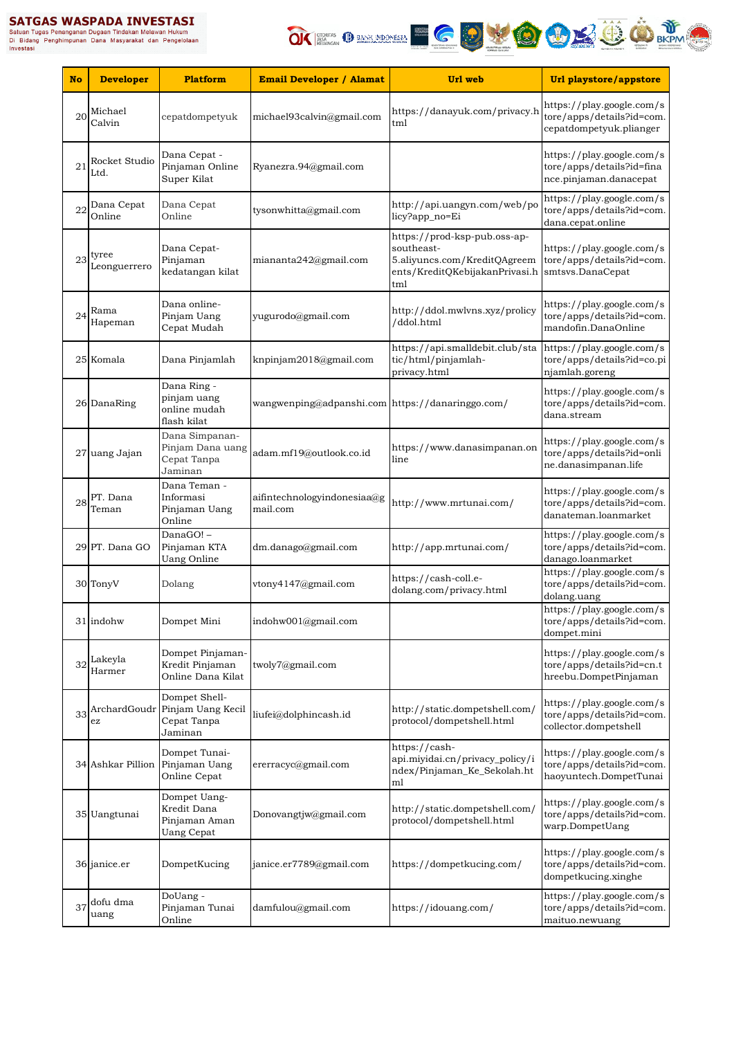| No | Developer | Platform | Email Developer / Alamat | Url web | Url playstore/appstore |
|---|---|---|---|---|---|
| 20 | Michael Calvin | cepatdompetyuk | michael93calvin@gmail.com | https://danayuk.com/privacy.html | https://play.google.com/store/apps/details?id=com.cepatdompetyuk.pliangei |
| 21 | Rocket Studio Ltd. | Dana Cepat - Pinjaman Online Super Kilat | Ryanezra.94@gmail.com | | https://play.google.com/store/apps/details?id=finance.pinjaman.danacepat |
| 22 | Dana Cepat Online | Dana Cepat Online | tysonwhitta@gmail.com | http://api.uangyn.com/web/policy?app_no=Ei | https://play.google.com/store/apps/details?id=com.dana.cepat.online |
| 23 | tyree Leonguerrero | Dana Cepat- Pinjaman kedatangan kilat | miananta242@gmail.com | https://prod-ksp-pub.oss-ap-southeast-5.aliyuncs.com/KreditQAgreements/KreditQKebijakanPrivasi.html | https://play.google.com/store/apps/details?id=com.smtsvs.DanaCepat |
| 24 | Rama Hapeman | Dana online- Pinjam Uang Cepat Mudah | yugurodo@gmail.com | http://ddol.mwlvns.xyz/prolicy/ddol.html | https://play.google.com/store/apps/details?id=com.mandofin.DanaOnline |
| 25 | Komala | Dana Pinjamlah | knpinjam2018@gmail.com | https://api.smalldebit.club/static/html/pinjamlah-privacy.html | https://play.google.com/store/apps/details?id=co.pinjamlah.goreng |
| 26 | DanaRing | Dana Ring - pinjam uang online mudah flash kilat | wangwenping@adpanshi.com | https://danaringgo.com/ | https://play.google.com/store/apps/details?id=com.dana.stream |
| 27 | uang Jajan | Dana Simpanan- Pinjam Dana uang Cepat Tanpa Jaminan | adam.mf19@outlook.co.id | https://www.danasimpanan.online | https://play.google.com/store/apps/details?id=online.danasimpanan.life |
| 28 | PT. Dana Teman | Dana Teman - Informasi Pinjaman Uang Online | aifintechnologyindonesiaa@gmail.com | http://www.mrtunai.com/ | https://play.google.com/store/apps/details?id=com.danateman.loanmarket |
| 29 | PT. Dana GO | DanaGO! – Pinjaman KTA Uang Online | dm.danago@gmail.com | http://app.mrtunai.com/ | https://play.google.com/store/apps/details?id=com.danago.loanmarket |
| 30 | TonyV | Dolang | vtony4147@gmail.com | https://cash-coll.e-dolang.com/privacy.html | https://play.google.com/store/apps/details?id=com.dolang.uang |
| 31 | indohw | Dompet Mini | indohw001@gmail.com | | https://play.google.com/store/apps/details?id=com.dompet.mini |
| 32 | Lakeyla Harmer | Dompet Pinjaman-Kredit Pinjaman Online Dana Kilat | twoly7@gmail.com | | https://play.google.com/store/apps/details?id=cn.threebu.DompetPinjaman |
| 33 | ArchardGoudrez | Dompet Shell- Pinjam Uang Kecil Cepat Tanpa Jaminan | liufei@dolphincash.id | http://static.dompetshell.com/protocol/dompetshell.html | https://play.google.com/store/apps/details?id=com.collector.dompetshell |
| 34 | Ashkar Pillion | Dompet Tunai- Pinjaman Uang Online Cepat | ererracyc@gmail.com | https://cash-api.miyidai.cn/privacy_policy/index/Pinjaman_Ke_Sekolah.html | https://play.google.com/store/apps/details?id=com.haoyuntech.DompetTunai |
| 35 | Uangtunai | Dompet Uang-Kredit Dana Pinjaman Aman Uang Cepat | Donovangtjw@gmail.com | http://static.dompetshell.com/protocol/dompetshell.html | https://play.google.com/store/apps/details?id=com.warp.DompetUang |
| 36 | janice.er | DompetKucing | janice.er7789@gmail.com | https://dompetkucing.com/ | https://play.google.com/store/apps/details?id=com.dompetkucing.xinghe |
| 37 | dofu dma uang | DoUang - Pinjaman Tunai Online | damfulou@gmail.com | https://idouang.com/ | https://play.google.com/store/apps/details?id=com.maituo.newuang |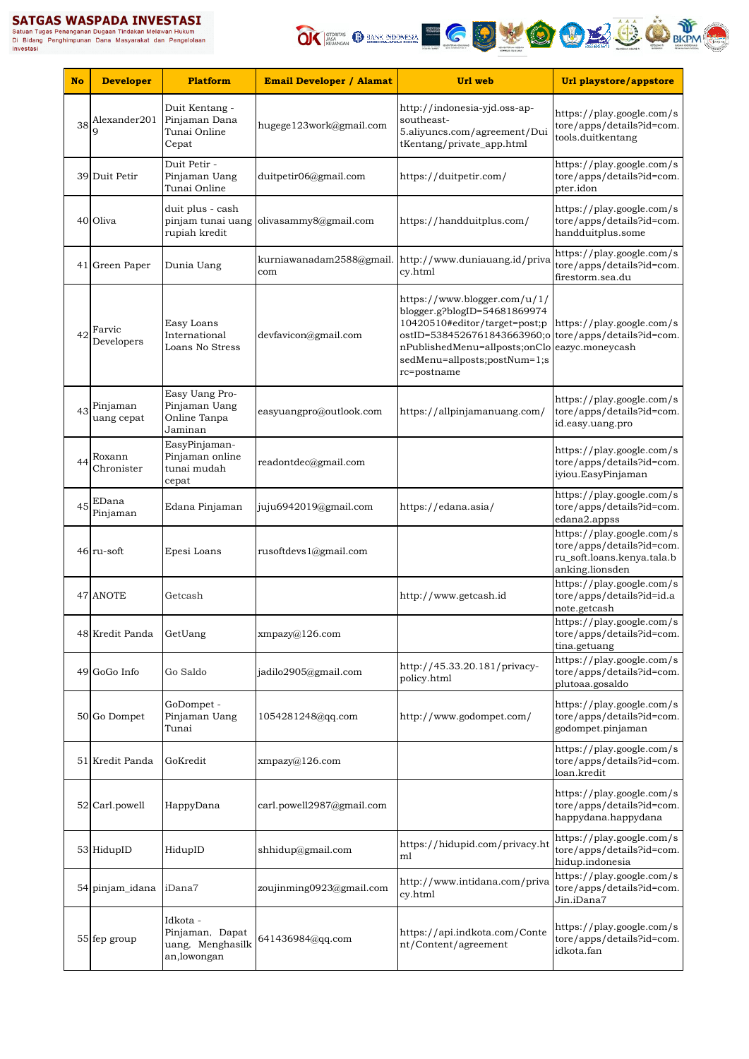| No | Developer | Platform | Email Developer / Alamat | Url web | Url playstore/appstore |
|---|---|---|---|---|---|
| 38 | Alexander2019 | Duit Kentang - Pinjaman Dana Tunai Online Cepat | hugege123work@gmail.com | http://indonesia-yjd.oss-ap-southeast-5.aliyuncs.com/agreement/DuitKentang/private_app.html | https://play.google.com/store/apps/details?id=com.tools.duitkentang |
| 39 | Duit Petir | Duit Petir - Pinjaman Uang Tunai Online | duitpetir06@gmail.com | https://duitpetir.com/ | https://play.google.com/store/apps/details?id=com.pter.idon |
| 40 | Oliva | duit plus - cash pinjam tunai uang rupiah kredit | olivasammy8@gmail.com | https://handduitplus.com/ | https://play.google.com/store/apps/details?id=com.handduitplus.some |
| 41 | Green Paper | Dunia Uang | kurniawanadam2588@gmail.com | http://www.duniauang.id/privacy.html | https://play.google.com/store/apps/details?id=com.firestorm.sea.du |
| 42 | Farvic Developers | Easy Loans International Loans No Stress | devfavicon@gmail.com | https://www.blogger.com/u/1/blogger.g?blogID=5468186997410420510#editor/target=post;postID=5384526761843663960;onPublishedMenu=allposts;onClosedMenu=allposts;postNum=1;src=postname | https://play.google.com/store/apps/details?id=com.eazyc.moneycash |
| 43 | Pinjaman uang cepat | Easy Uang Pro-Pinjaman Uang Online Tanpa Jaminan | easyuangpro@outlook.com | https://allpinjamanuang.com/ | https://play.google.com/store/apps/details?id=com.id.easy.uang.pro |
| 44 | Roxann Chronister | EasyPinjaman-Pinjaman online tunai mudah cepat | readontdec@gmail.com | | https://play.google.com/store/apps/details?id=com.iyiou.EasyPinjaman |
| 45 | EDana Pinjaman | Edana Pinjaman | juju6942019@gmail.com | https://edana.asia/ | https://play.google.com/store/apps/details?id=com.edana2.appss |
| 46 | ru-soft | Epesi Loans | rusoftdevs1@gmail.com | | https://play.google.com/store/apps/details?id=com.ru_soft.loans.kenya.tala.banking.lionsden |
| 47 | ANOTE | Getcash | | http://www.getcash.id | https://play.google.com/store/apps/details?id=id.anote.getcash |
| 48 | Kredit Panda | GetUang | xmpazy@126.com | | https://play.google.com/store/apps/details?id=com.tina.getuang |
| 49 | GoGo Info | Go Saldo | jadilo2905@gmail.com | http://45.33.20.181/privacy-policy.html | https://play.google.com/store/apps/details?id=com.plutoaa.gosaldo |
| 50 | Go Dompet | GoDompet - Pinjaman Uang Tunai | 1054281248@qq.com | http://www.godompet.com/ | https://play.google.com/store/apps/details?id=com.godompet.pinjaman |
| 51 | Kredit Panda | GoKredit | xmpazy@126.com | | https://play.google.com/store/apps/details?id=com.loan.kredit |
| 52 | Carl.powell | HappyDana | carl.powell2987@gmail.com | | https://play.google.com/store/apps/details?id=com.happydana.happydana |
| 53 | HidupID | HidupID | shhidup@gmail.com | https://hidupid.com/privacy.html | https://play.google.com/store/apps/details?id=com.hidup.indonesia |
| 54 | pinjam_idana | iDana7 | zoujinming0923@gmail.com | http://www.intidana.com/privacy.html | https://play.google.com/store/apps/details?id=com.Jin.iDana7 |
| 55 | fep group | Idkota - Pinjaman, Dapat uang, Menghasilkan,lowongan | 641436984@qq.com | https://api.indkota.com/Content/Content/agreement | https://play.google.com/store/apps/details?id=com.idkota.fan |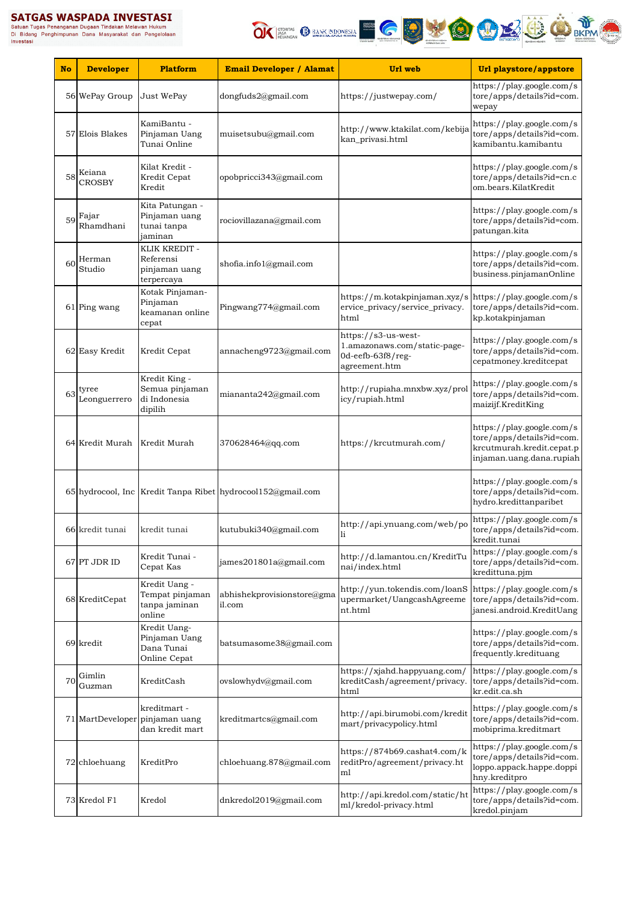| No | Developer | Platform | Email Developer / Alamat | Url web | Url playstore/appstore |
|---|---|---|---|---|---|
| 56 | WePay Group | Just WePay | dongfuds2@gmail.com | https://justwepay.com/ | https://play.google.com/store/apps/details?id=com.wepay |
| 57 | Elois Blakes | KamiBantu - Pinjaman Uang Tunai Online | muisetsubu@gmail.com | http://www.ktakilat.com/kebijakan_privasi.html | https://play.google.com/store/apps/details?id=com.kamibantu.kamibantu |
| 58 | Keiana CROSBY | Kilat Kredit - Kredit Cepat Kredit | opobpricci343@gmail.com | | https://play.google.com/store/apps/details?id=cn.com.bears.KilatKredit |
| 59 | Fajar Rhamdhani | Kita Patungan - Pinjaman uang tunai tanpa jaminan | rociovillazana@gmail.com | | https://play.google.com/store/apps/details?id=com.patungan.kita |
| 60 | Herman Studio | KLIK KREDIT - Referensi pinjaman uang terpercaya | shofia.info1@gmail.com | | https://play.google.com/store/apps/details?id=com.business.pinjamanOnline |
| 61 | Ping wang | Kotak Pinjaman-Pinjaman keamanan online cepat | Pingwang774@gmail.com | https://m.kotakpinjaman.xyz/service_privacy/service_privacy.html | https://play.google.com/store/apps/details?id=com.kp.kotakpinjaman |
| 62 | Easy Kredit | Kredit Cepat | annacheng9723@gmail.com | https://s3-us-west-1.amazonaws.com/static-page-0d-eefb-63f8/reg-agreement.htm | https://play.google.com/store/apps/details?id=com.cepatmoney.kreditcepat |
| 63 | tyree Leonguerrero | Kredit King - Semua pinjaman di Indonesia dipilih | miananta242@gmail.com | http://rupiaha.mnxbw.xyz/prolicy/rupiah.html | https://play.google.com/store/apps/details?id=com.maizijf.KreditKing |
| 64 | Kredit Murah | Kredit Murah | 370628464@qq.com | https://krcutmurah.com/ | https://play.google.com/store/apps/details?id=com.krcutmurah.kredit.cepat.pinjaman.uang.dana.rupiah |
| 65 | hydrocool, Inc | Kredit Tanpa Ribet | hydrocool152@gmail.com | | https://play.google.com/store/apps/details?id=com.hydro.kredittanparibet |
| 66 | kredit tunai | kredit tunai | kutubuki340@gmail.com | http://api.ynuang.com/web/poli | https://play.google.com/store/apps/details?id=com.kredit.tunai |
| 67 | PT JDR ID | Kredit Tunai - Cepat Kas | james201801a@gmail.com | http://d.lamantou.cn/KreditTunai/index.html | https://play.google.com/store/apps/details?id=com.kredittuna.pjm |
| 68 | KreditCepat | Kredit Uang - Tempat pinjaman tanpa jaminan online | abhishekprovisionstore@gmail.com | http://yun.tokendis.com/loanSupermarket/UangcashAgreement.html | https://play.google.com/store/apps/details?id=com.janesi.android.KreditUang |
| 69 | kredit | Kredit Uang-Pinjaman Uang Dana Tunai Online Cepat | batsumasome38@gmail.com | | https://play.google.com/store/apps/details?id=com.frequently.kredituang |
| 70 | Gimlin Guzman | KreditCash | ovslowhydv@gmail.com | https://xjahd.happyuang.com/kreditCash/agreement/privacy.html | https://play.google.com/store/apps/details?id=com.kr.edit.ca.sh |
| 71 | MartDeveloper | kreditmart - pinjaman uang dan kredit mart | kreditmartcs@gmail.com | http://api.birumobi.com/kreditmart/privacypolicy.html | https://play.google.com/store/apps/details?id=com.mobiprima.kreditmart |
| 72 | chloehuang | KreditPro | chloehuang.878@gmail.com | https://874b69.cashat4.com/kreditPro/agreement/privacy.html | https://play.google.com/store/apps/details?id=com.loppo.appack.happe.doppihny.kreditpro |
| 73 | Kredol F1 | Kredol | dnkredol2019@gmail.com | http://api.kredol.com/static/html/kredol-privacy.html | https://play.google.com/store/apps/details?id=com.kredol.pinjam |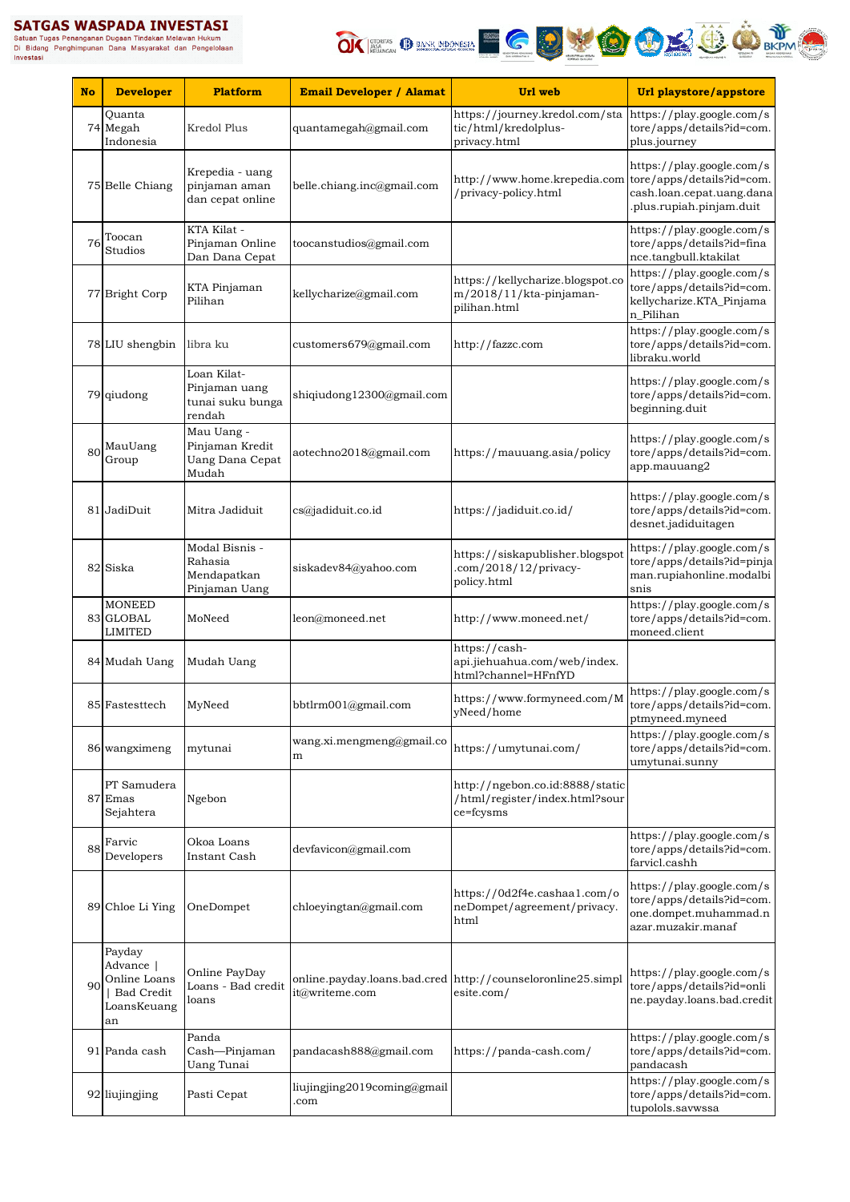**SATGAS WASPADA INVESTASI**
Satuan Tugas Penanganan Dugaan Tindakan Melawan Hukum Di Bidang Penghimpunan Dana Masyarakat dan Pengelolaan Investasi

| No | Developer | Platform | Email Developer / Alamat | Url web | Url playstore/appstore |
|---|---|---|---|---|---|
| 74 | Quanta Megah Indonesia | Kredol Plus | quantamegah@gmail.com | https://journey.kredol.com/static/html/kredolplus-privacy.html | https://play.google.com/store/apps/details?id=com.plus.journey |
| 75 | Belle Chiang | Krepedia - uang pinjaman aman dan cepat online | belle.chiang.inc@gmail.com | http://www.home.krepedia.com/privacy-policy.html | https://play.google.com/store/apps/details?id=com.cash.loan.cepat.uang.dana.plus.rupiah.pinjam.duit |
| 76 | Toocan Studios | KTA Kilat - Pinjaman Online Dan Dana Cepat | toocanstudios@gmail.com | | https://play.google.com/store/apps/details?id=finance.tangbull.ktakilat |
| 77 | Bright Corp | KTA Pinjaman Pilihan | kellycharize@gmail.com | https://kellycharize.blogspot.com/2018/11/kta-pinjaman-pilihan.html | https://play.google.com/store/apps/details?id=com.kellycharize.KTA_Pinjaman_Pilihan |
| 78 | LIU shengbin | libra ku | customers679@gmail.com | http://fazzc.com | https://play.google.com/store/apps/details?id=com.libraku.world |
| 79 | qiudong | Loan Kilat-Pinjaman uang tunai suku bunga rendah | shiqiudong12300@gmail.com | | https://play.google.com/store/apps/details?id=com.beginning.duit |
| 80 | MauUang Group | Mau Uang - Pinjaman Kredit Uang Dana Cepat Mudah | aotechno2018@gmail.com | https://mauuang.asia/policy | https://play.google.com/store/apps/details?id=com.app.mauuang2 |
| 81 | JadiDuit | Mitra Jadiduit | cs@jadiduit.co.id | https://jadiduit.co.id/ | https://play.google.com/store/apps/details?id=com.desnet.jadiduitagen |
| 82 | Siska | Modal Bisnis - Rahasia Mendapatkan Pinjaman Uang | siskadev84@yahoo.com | https://siskapublisher.blogspot.com/2018/12/privacy-policy.html | https://play.google.com/store/apps/details?id=pinjaman.rupiahonline.modalbisnis |
| 83 | MONEED GLOBAL LIMITED | MoNeed | leon@moneed.net | http://www.moneed.net/ | https://play.google.com/store/apps/details?id=com.moneed.client |
| 84 | Mudah Uang | Mudah Uang | | https://cash-api.jiehuahua.com/web/index.html?channel=HFnfYD | |
| 85 | Fastesttech | MyNeed | bbtlrm001@gmail.com | https://www.formyneed.com/MyNeed/home | https://play.google.com/store/apps/details?id=com.ptmyneed.myneed |
| 86 | wangximeng | mytunai | wang.xi.mengmeng@gmail.com | https://umytunai.com/ | https://play.google.com/store/apps/details?id=com.umytunai.sunny |
| 87 | PT Samudera Emas Sejahtera | Ngebon | | http://ngebon.co.id:8888/static/html/register/index.html?source=fcysms | |
| 88 | Farvic Developers | Okoa Loans Instant Cash | devfavicon@gmail.com | | https://play.google.com/store/apps/details?id=com.farvicl.cashh |
| 89 | Chloe Li Ying | OneDompet | chloeyingtan@gmail.com | https://0d2f4e.cashaa1.com/oneDompet/agreement/privacy.html | https://play.google.com/store/apps/details?id=com.one.dompet.muhammad.nazar.muzakir.manaf |
| 90 | Payday Advance \| Online Loans \| Bad Credit LoansKeuangan | Online PayDay Loans - Bad credit loans | online.payday.loans.bad.credit@writeme.com | http://counseloronline25.simplesite.com/ | https://play.google.com/store/apps/details?id=online.payday.loans.bad.credit |
| 91 | Panda cash | Panda Cash—Pinjaman Uang Tunai | pandacash888@gmail.com | https://panda-cash.com/ | https://play.google.com/store/apps/details?id=com.pandacash |
| 92 | liujingjing | Pasti Cepat | liujingjing2019coming@gmail.com | | https://play.google.com/store/apps/details?id=com.tupolols.savwssa |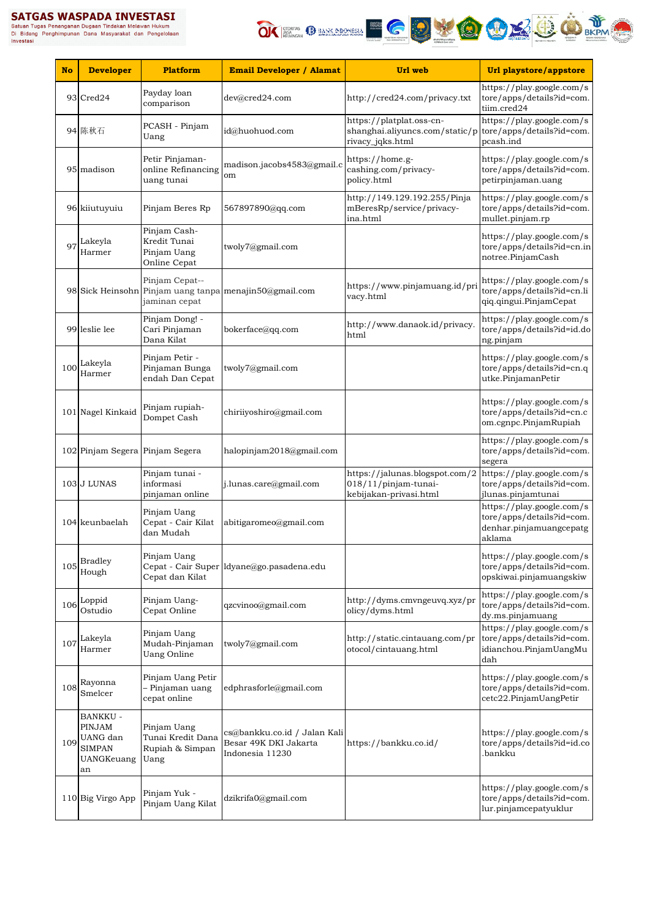| No | Developer | Platform | Email Developer / Alamat | Url web | Url playstore/appstore |
|---|---|---|---|---|---|
| 93 | Cred24 | Payday loan comparison | dev@cred24.com | http://cred24.com/privacy.txt | https://play.google.com/store/apps/details?id=com.tiim.cred24 |
| 94 | 陈秋石 | PCASH - Pinjam Uang | id@huohuod.com | https://platplat.oss-cn-shanghai.aliyuncs.com/static/privacy_jqks.html | https://play.google.com/store/apps/details?id=com.pcash.ind |
| 95 | madison | Petir Pinjaman-online Refinancing uang tunai | madison.jacobs4583@gmail.com | https://home.g-cashing.com/privacy-policy.html | https://play.google.com/store/apps/details?id=com.petirpinjaman.uang |
| 96 | kiiutuyuiu | Pinjam Beres Rp | 567897890@qq.com | http://149.129.192.255/PinjamBeresRp/service/privacy-ina.html | https://play.google.com/store/apps/details?id=com.mullet.pinjam.rp |
| 97 | Lakeyla Harmer | Pinjam Cash-Kredit Tunai Pinjam Uang Online Cepat | twoly7@gmail.com | | https://play.google.com/store/apps/details?id=cn.innotree.PinjamCash |
| 98 | Sick Heinsohn | Pinjam Cepat--Pinjam uang tanpa jaminan cepat | menajin50@gmail.com | https://www.pinjamuang.id/privacy.html | https://play.google.com/store/apps/details?id=cn.liqiq.qingui.PinjamCepat |
| 99 | leslie lee | Pinjam Dong! - Cari Pinjaman Dana Kilat | bokerface@qq.com | http://www.danaok.id/privacy.html | https://play.google.com/store/apps/details?id=id.dong.pinjam |
| 100 | Lakeyla Harmer | Pinjam Petir - Pinjaman Bunga endah Dan Cepat | twoly7@gmail.com | | https://play.google.com/store/apps/details?id=cn.qutke.PinjamanPetir |
| 101 | Nagel Kinkaid | Pinjam rupiah-Dompet Cash | chiriiyoshiro@gmail.com | | https://play.google.com/store/apps/details?id=cn.com.cgnpc.PinjamRupiah |
| 102 | Pinjam Segera | Pinjam Segera | halopinjam2018@gmail.com | | https://play.google.com/store/apps/details?id=com.segera |
| 103 | J LUNAS | Pinjam tunai - informasi pinjaman online | j.lunas.care@gmail.com | https://jalunas.blogspot.com/2018/11/pinjam-tunai-kebijakan-privasi.html | https://play.google.com/store/apps/details?id=com.jlunas.pinjamtunai |
| 104 | keunbaelah | Pinjam Uang Cepat - Cair Kilat dan Mudah | abitigaromeo@gmail.com | | https://play.google.com/store/apps/details?id=com.denhar.pinjamuangcepatgaklama |
| 105 | Bradley Hough | Pinjam Uang Cepat - Cair Super Cepat dan Kilat | ldyane@go.pasadena.edu | | https://play.google.com/store/apps/details?id=com.opskiwai.pinjamuangskiw |
| 106 | Loppid Ostudio | Pinjam Uang-Cepat Online | qzcvinoo@gmail.com | http://dyms.cmvngeuvq.xyz/policy/dyms.html | https://play.google.com/store/apps/details?id=com.dy.ms.pinjamuang |
| 107 | Lakeyla Harmer | Pinjam Uang Mudah-Pinjaman Uang Online | twoly7@gmail.com | http://static.cintauang.com/protocol/cintauang.html | https://play.google.com/store/apps/details?id=com.idianchou.PinjamUangMudah |
| 108 | Rayonna Smelcer | Pinjam Uang Petir – Pinjaman uang cepat online | edphrasforle@gmail.com | | https://play.google.com/store/apps/details?id=com.cetc22.PinjamUangPetir |
| 109 | BANKKU - PINJAM UANG dan SIMPAN UANGKeuangan | Pinjam Uang Tunai Kredit Dana Rupiah & Simpan Uang | cs@bankku.co.id / Jalan Kali Besar 49K DKI Jakarta Indonesia 11230 | https://bankku.co.id/ | https://play.google.com/store/apps/details?id=id.co.bankku |
| 110 | Big Virgo App | Pinjam Yuk - Pinjam Uang Kilat | dzikrifa0@gmail.com | | https://play.google.com/store/apps/details?id=com.lur.pinjamcepatyuklur |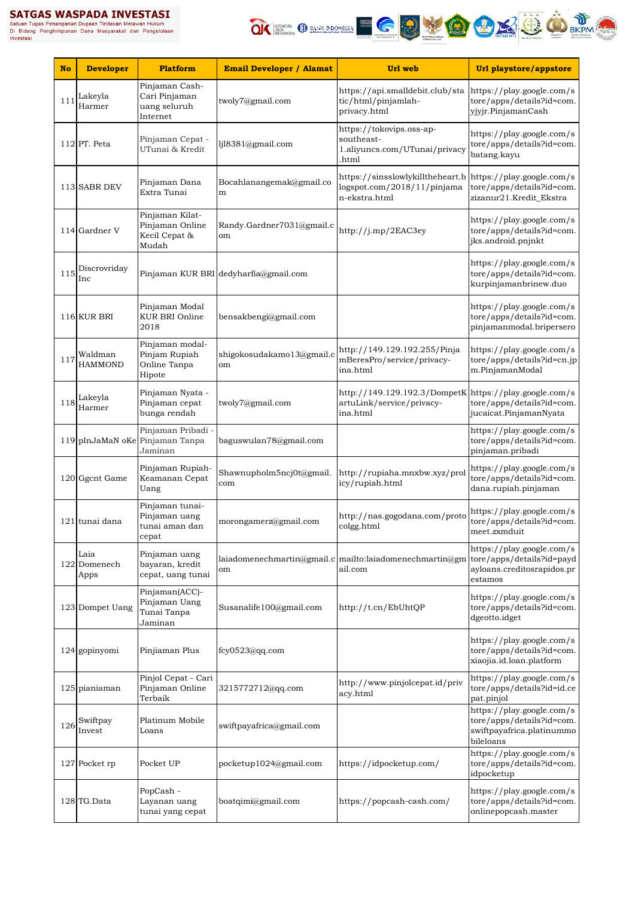| No | Developer | Platform | Email Developer / Alamat | Url web | Url playstore/appstore |
|---|---|---|---|---|---|
| 111 | Lakeyla Harmer | Pinjaman Cash-Cari Pinjaman uang seluruh Internet | twoly7@gmail.com | https://api.smalldebit.club/static/html/pinjamlah-privacy.html | https://play.google.com/store/apps/details?id=com.yjyjr.PinjamanCash |
| 112 | PT. Peta | Pinjaman Cepat - UTunai & Kredit | ljl8381@gmail.com | https://tokovips.oss-ap-southeast-1.aliyuncs.com/UTunai/privacy.html | https://play.google.com/store/apps/details?id=com.batang.kayu |
| 113 | SABR DEV | Pinjaman Dana Extra Tunai | Bocahlanangemak@gmail.com | https://sinsslowlykilltheheart.blogspot.com/2018/11/pinjaman-ekstra.html | https://play.google.com/store/apps/details?id=com.zizanur21.Kredit_Ekstra |
| 114 | Gardner V | Pinjaman Kilat-Pinjaman Online Kecil Cepat & Mudah | Randy.Gardner7031@gmail.com | http://j.mp/2EAC3ey | https://play.google.com/store/apps/details?id=com.jks.android.pnjnkt |
| 115 | Discrovriday Inc | Pinjaman KUR BRI | dedyharfia@gmail.com | | https://play.google.com/store/apps/details?id=com.kurpinjamanbrinew.duo |
| 116 | KUR BRI | Pinjaman Modal KUR BRI Online 2018 | bensakbengi@gmail.com | | https://play.google.com/store/apps/details?id=com.pinjamanmodal.bripersero |
| 117 | Waldman HAMMOND | Pinjaman modal-Pinjam Rupiah Online Tanpa Hipote | shigokosudakamo13@gmail.com | http://149.129.192.255/PinjamBeresPro/service/privacy-ina.html | https://play.google.com/store/apps/details?id=cn.jpm.PinjamanModal |
| 118 | Lakeyla Harmer | Pinjaman Nyata - Pinjaman cepat bunga rendah | twoly7@gmail.com | http://149.129.192.3/DompetKartuLink/service/privacy-ina.html | https://play.google.com/store/apps/details?id=com.jucaicat.PinjamanNyata |
| 119 | pInJaMaN oKe | Pinjaman Pribadi - Pinjaman Tanpa Jaminan | baguswulan78@gmail.com | | https://play.google.com/store/apps/details?id=com.pinjaman.pribadi |
| 120 | Ggcnt Game | Pinjaman Rupiah-Keamanan Cepat Uang | Shawnupholm5ncj0t@gmail.com | http://rupiaha.mnxbw.xyz/policy/rupiah.html | https://play.google.com/store/apps/details?id=com.dana.rupiah.pinjaman |
| 121 | tunai dana | Pinjaman tunai-Pinjaman uang tunai aman dan cepat | morongamerz@gmail.com | http://nas.gogodana.com/protocolgg.html | https://play.google.com/store/apps/details?id=com.meet.zxmduit |
| 122 | Laia Domenech Apps | Pinjaman uang bayaran, kredit cepat, uang tunai | laiadomenechmartin@gmail.com | mailto:laiadomenechmartin@gmail.com | https://play.google.com/store/apps/details?id=paydayloans.creditosrapidos.prestamos |
| 123 | Dompet Uang | Pinjaman(ACC)-Pinjaman Uang Tunai Tanpa Jaminan | Susanalife100@gmail.com | http://t.cn/EbUhtQP | https://play.google.com/store/apps/details?id=com.dgeotto.idget |
| 124 | gopinyomi | Pinjiaman Plus | fcy0523@qq.com | | https://play.google.com/store/apps/details?id=com.xiaojia.id.loan.platform |
| 125 | pianiaman | Pinjol Cepat - Cari Pinjaman Online Terbaik | 3215772712@qq.com | http://www.pinjolcepat.id/privacy.html | https://play.google.com/store/apps/details?id=id.cepat.pinjol |
| 126 | Swiftpay Invest | Platinum Mobile Loans | swiftpayafrica@gmail.com | | https://play.google.com/store/apps/details?id=com.swiftpayafrica.platinummobileloans |
| 127 | Pocket rp | Pocket UP | pocketup1024@gmail.com | https://idpocketup.com/ | https://play.google.com/store/apps/details?id=com.idpocketup |
| 128 | TG.Data | PopCash - Layanan uang tunai yang cepat | boatqimi@gmail.com | https://popcash-cash.com/ | https://play.google.com/store/apps/details?id=com.onlinepopcash.master |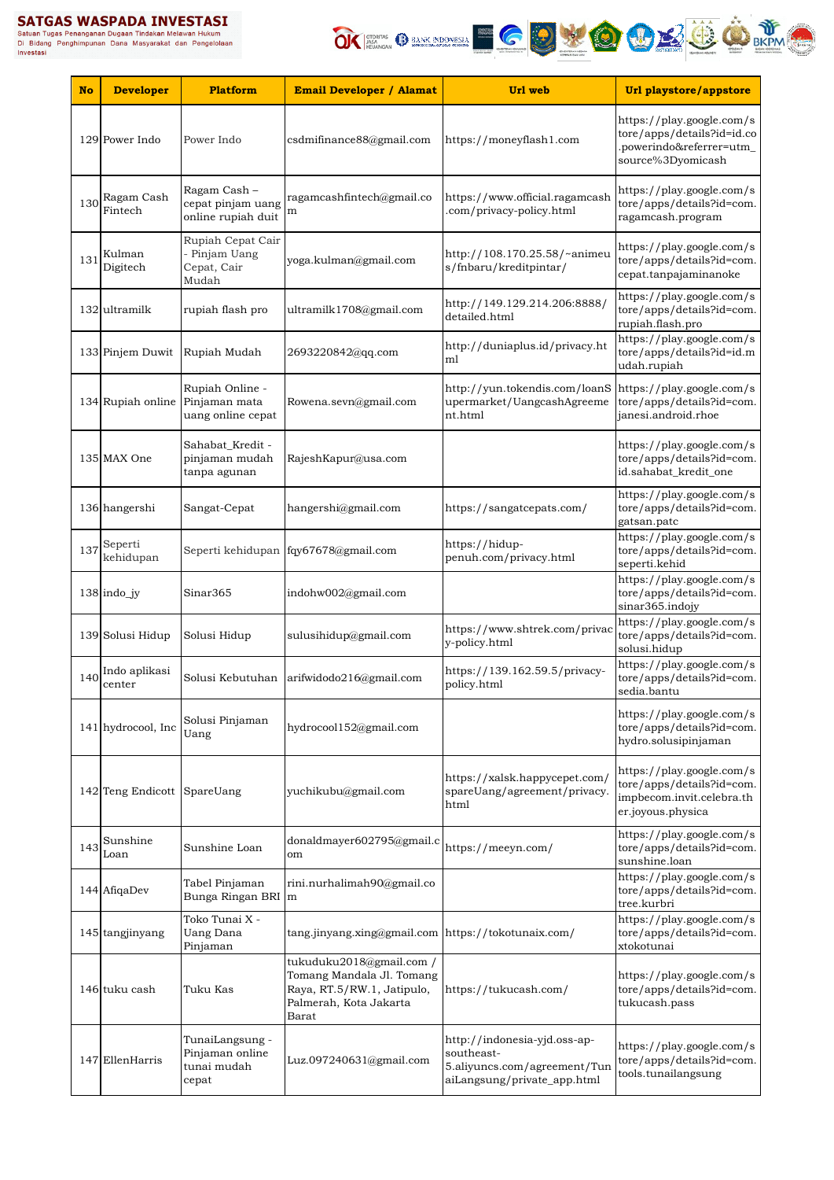| No | Developer | Platform | Email Developer / Alamat | Url web | Url playstore/appstore |
|---|---|---|---|---|---|
| 129 | Power Indo | Power Indo | csdmifinance88@gmail.com | https://moneyflash1.com | https://play.google.com/store/apps/details?id=id.co.powerindo&referrer=utm_source%3Dyomicash |
| 130 | Ragam Cash Fintech | Ragam Cash – cepat pinjam uang online rupiah duit | ragamcashfintech@gmail.com | https://www.official.ragamcash.com/privacy-policy.html | https://play.google.com/store/apps/details?id=com.ragamcash.program |
| 131 | Kulman Digitech | Rupiah Cepat Cair - Pinjam Uang Cepat, Cair Mudah | yoga.kulman@gmail.com | http://108.170.25.58/~animeus/fnbaru/kreditpintar/ | https://play.google.com/store/apps/details?id=com.cepat.tanpajaminanoke |
| 132 | ultramilk | rupiah flash pro | ultramilk1708@gmail.com | http://149.129.214.206:8888/detailed.html | https://play.google.com/store/apps/details?id=com.rupiah.flash.pro |
| 133 | Pinjem Duwit | Rupiah Mudah | 2693220842@qq.com | http://duniaplus.id/privacy.html | https://play.google.com/store/apps/details?id=id.mudah.rupiah |
| 134 | Rupiah online | Rupiah Online - Pinjaman mata uang online cepat | Rowena.sevn@gmail.com | http://yun.tokendis.com/loanSupermarket/UangcashAgreement.html | https://play.google.com/store/apps/details?id=com.janesi.android.rhoe |
| 135 | MAX One | Sahabat_Kredit - pinjaman mudah tanpa agunan | RajeshKapur@usa.com | | https://play.google.com/store/apps/details?id=com.id.sahabat_kredit_one |
| 136 | hangershi | Sangat-Cepat | hangershi@gmail.com | https://sangatcepats.com/ | https://play.google.com/store/apps/details?id=com.gatsan.patc |
| 137 | Seperti kehidupan | Seperti kehidupan | fqy67678@gmail.com | https://hidup-penuh.com/privacy.html | https://play.google.com/store/apps/details?id=com.seperti.kehid |
| 138 | indo_jy | Sinar365 | indohw002@gmail.com | | https://play.google.com/store/apps/details?id=com.sinar365.indojy |
| 139 | Solusi Hidup | Solusi Hidup | sulusihidup@gmail.com | https://www.shtrek.com/privacy-policy.html | https://play.google.com/store/apps/details?id=com.solusi.hidup |
| 140 | Indo aplikasi center | Solusi Kebutuhan | arifwidodo216@gmail.com | https://139.162.59.5/privacy-policy.html | https://play.google.com/store/apps/details?id=com.sedia.bantu |
| 141 | hydrocool, Inc | Solusi Pinjaman Uang | hydrocool152@gmail.com | | https://play.google.com/store/apps/details?id=com.hydro.solusipinjaman |
| 142 | Teng Endicott | SpareUang | yuchikubu@gmail.com | https://xalsk.happycepet.com/spareUang/agreement/privacy.html | https://play.google.com/store/apps/details?id=com.impbecom.invit.celebra.ther.joyous.physica |
| 143 | Sunshine Loan | Sunshine Loan | donaldmayer602795@gmail.com | https://meeyn.com/ | https://play.google.com/store/apps/details?id=com.sunshine.loan |
| 144 | AfiqaDev | Tabel Pinjaman Bunga Ringan BRI | rini.nurhalimah90@gmail.com | | https://play.google.com/store/apps/details?id=com.tree.kurbri |
| 145 | tangjinyang | Toko Tunai X - Uang Dana Pinjaman | tang.jinyang.xing@gmail.com | https://tokotunaix.com/ | https://play.google.com/store/apps/details?id=com.xtokotunai |
| 146 | tuku cash | Tuku Kas | tukuduku2018@gmail.com / Tomang Mandala Jl. Tomang Raya, RT.5/RW.1, Jatipulo, Palmerah, Kota Jakarta Barat | https://tukucash.com/ | https://play.google.com/store/apps/details?id=com.tukucash.pass |
| 147 | EllenHarris | TunaiLangsung - Pinjaman online tunai mudah cepat | Luz.097240631@gmail.com | http://indonesia-yjd.oss-ap-southeast-5.aliyuncs.com/agreement/TunaiLangsung/private_app.html | https://play.google.com/store/apps/details?id=com.tools.tunailangsung |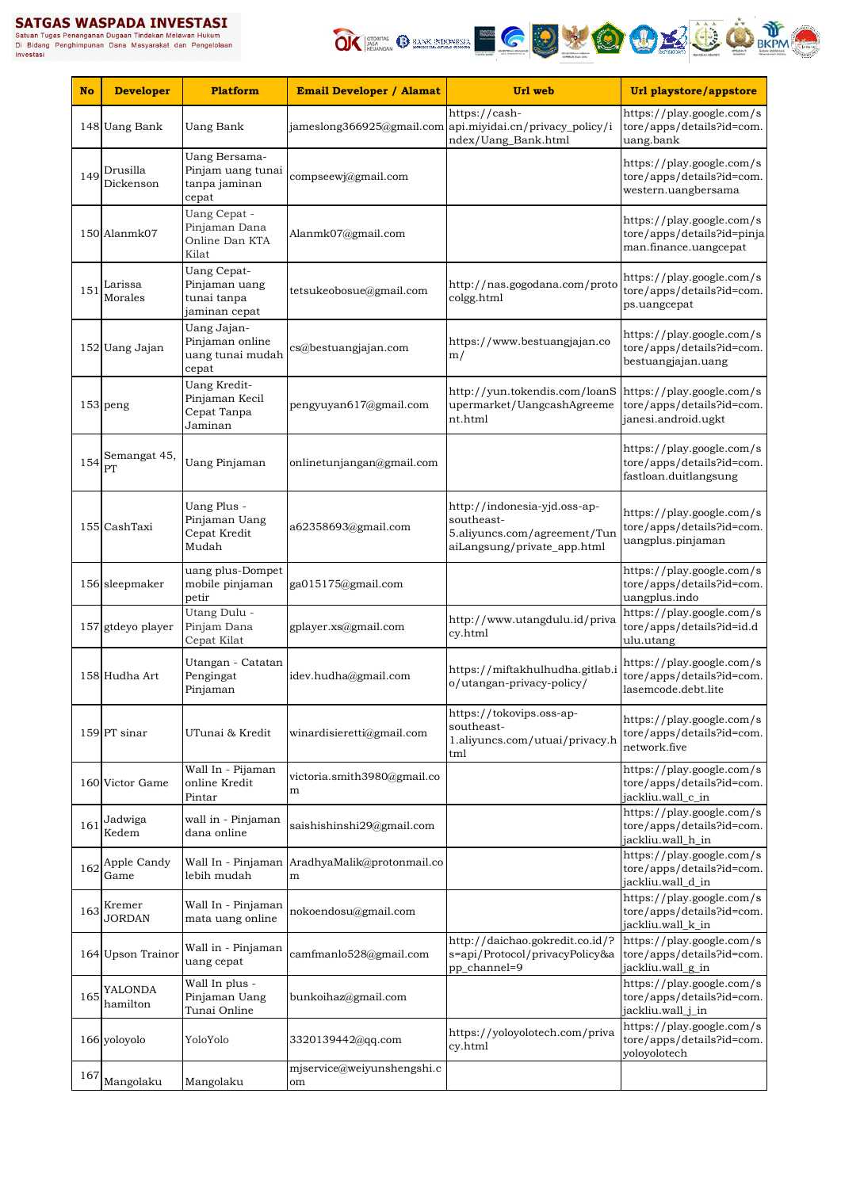**SATGAS WASPADA INVESTASI**
Satuan Tugas Penanganan Dugaan Tindakan Melawan Hukum
Di Bidang Penghimpunan Dana Masyarakat dan Pengelolaan Investasi

| No | Developer | Platform | Email Developer / Alamat | Url web | Url playstore/appstore |
|---|---|---|---|---|---|
| 148 | Uang Bank | Uang Bank | jameslong366925@gmail.com | https://cash-api.miyidai.cn/privacy_policy/index/Uang_Bank.html | https://play.google.com/store/apps/details?id=com.uang.bank |
| 149 | Drusilla Dickenson | Uang Bersama-Pinjam uang tunai tanpa jaminan cepat | compseewj@gmail.com | | https://play.google.com/store/apps/details?id=com.western.uangbersama |
| 150 | Alanmk07 | Uang Cepat - Pinjaman Dana Online Dan KTA Kilat | Alanmk07@gmail.com | | https://play.google.com/store/apps/details?id=pinjaman.finance.uangcepat |
| 151 | Larissa Morales | Uang Cepat-Pinjaman uang tunai tanpa jaminan cepat | tetsukeobosue@gmail.com | http://nas.gogodana.com/protocolgg.html | https://play.google.com/store/apps/details?id=com.ps.uangcepat |
| 152 | Uang Jajan | Uang Jajan-Pinjaman online uang tunai mudah cepat | cs@bestuangjajan.com | https://www.bestuangjajan.com/ | https://play.google.com/store/apps/details?id=com.bestuangjajan.uang |
| 153 | peng | Uang Kredit-Pinjaman Kecil Cepat Tanpa Jaminan | pengyuyan617@gmail.com | http://yun.tokendis.com/loanSupermarket/UangcashAgreement.html | https://play.google.com/store/apps/details?id=com.janesi.android.ugkt |
| 154 | Semangat 45, PT | Uang Pinjaman | onlinetunjangan@gmail.com | | https://play.google.com/store/apps/details?id=com.fastloan.duitlangsung |
| 155 | CashTaxi | Uang Plus - Pinjaman Uang Cepat Kredit Mudah | a62358693@gmail.com | http://indonesia-yjd.oss-ap-southeast-5.aliyuncs.com/agreement/TunaiLangsung/private_app.html | https://play.google.com/store/apps/details?id=com.uangplus.pinjaman |
| 156 | sleepmaker | uang plus-Dompet mobile pinjaman petir | ga015175@gmail.com | | https://play.google.com/store/apps/details?id=com.uangplus.indo |
| 157 | gtdeyo player | Utang Dulu - Pinjam Dana Cepat Kilat | gplayer.xs@gmail.com | http://www.utangdulu.id/privacy.html | https://play.google.com/store/apps/details?id=id.dulu.utang |
| 158 | Hudha Art | Utangan - Catatan Pengingat Pinjaman | idev.hudha@gmail.com | https://miftakhulhudha.gitlab.io/utangan-privacy-policy/ | https://play.google.com/store/apps/details?id=com.lasemcode.debt.lite |
| 159 | PT sinar | UTunai & Kredit | winardisieretti@gmail.com | https://tokovips.oss-ap-southeast-1.aliyuncs.com/utuai/privacy.html | https://play.google.com/store/apps/details?id=com.network.five |
| 160 | Victor Game | Wall In - Pijaman online Kredit Pintar | victoria.smith3980@gmail.com | | https://play.google.com/store/apps/details?id=com.jackliu.wall_c_in |
| 161 | Jadwiga Kedem | wall in - Pinjaman dana online | saishishinshi29@gmail.com | | https://play.google.com/store/apps/details?id=com.jackliu.wall_h_in |
| 162 | Apple Candy Game | Wall In - Pinjaman lebih mudah | AradhyaMalik@protonmail.com | | https://play.google.com/store/apps/details?id=com.jackliu.wall_d_in |
| 163 | Kremer JORDAN | Wall In - Pinjaman mata uang online | nokoendosu@gmail.com | | https://play.google.com/store/apps/details?id=com.jackliu.wall_k_in |
| 164 | Upson Trainor | Wall in - Pinjaman uang cepat | camfmanlo528@gmail.com | http://daichao.gokredit.co.id/?s=api/Protocol/privacyPolicy&app_channel=9 | https://play.google.com/store/apps/details?id=com.jackliu.wall_g_in |
| 165 | YALONDA hamilton | Wall In plus - Pinjaman Uang Tunai Online | bunkoihaz@gmail.com | | https://play.google.com/store/apps/details?id=com.jackliu.wall_j_in |
| 166 | yoloyolo | YoloYolo | 3320139442@qq.com | https://yoloyolotech.com/privacy.html | https://play.google.com/store/apps/details?id=com.yoloyolotech |
| 167 | Mangolaku | Mangolaku | mjservice@weiyunshengshi.com | | |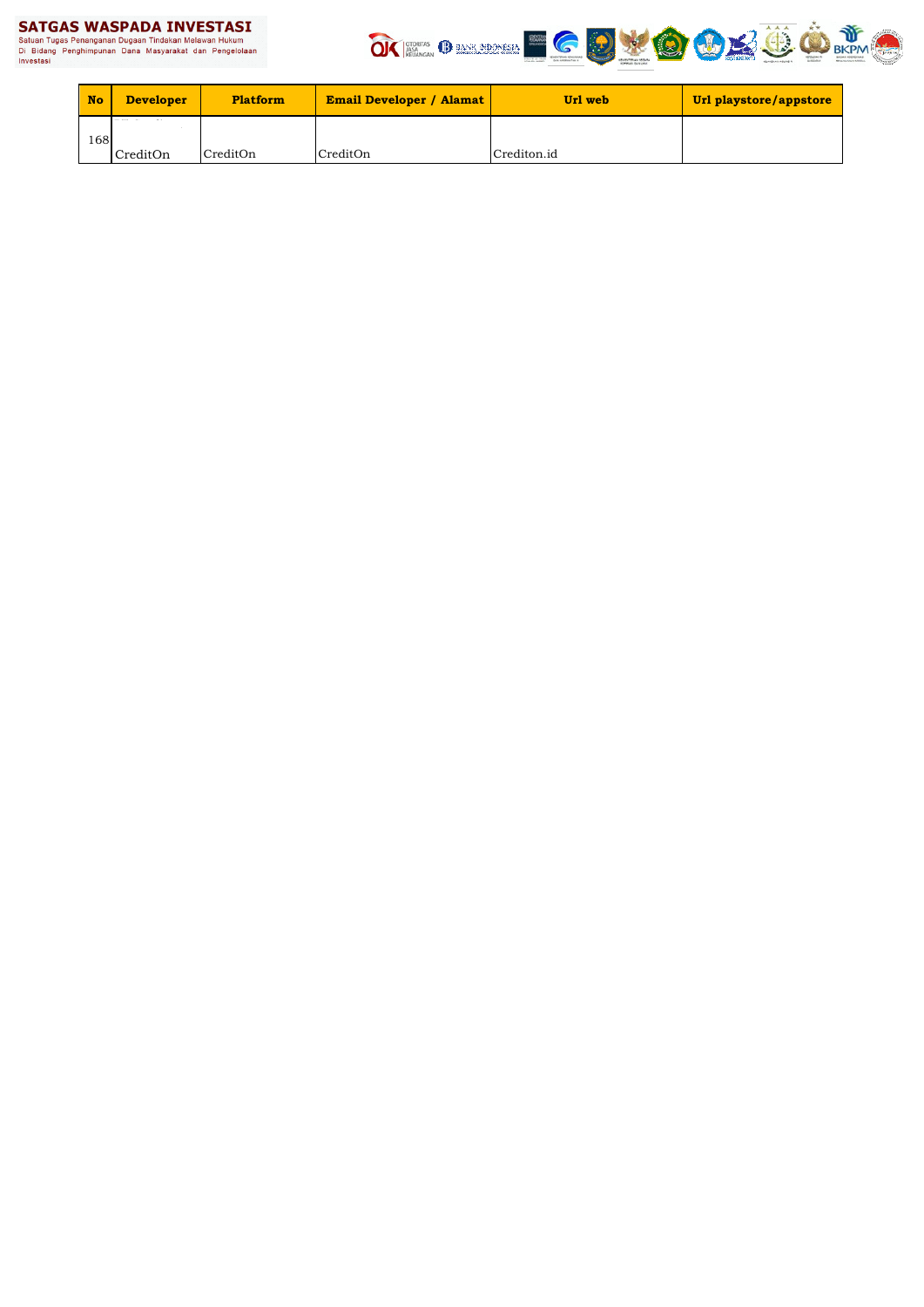| No | Developer | Platform | Email Developer / Alamat | Url web | Url playstore/appstore |
|---|---|---|---|---|---|
| 168 | CreditOn | CreditOn | CreditOn | Crediton.id | |